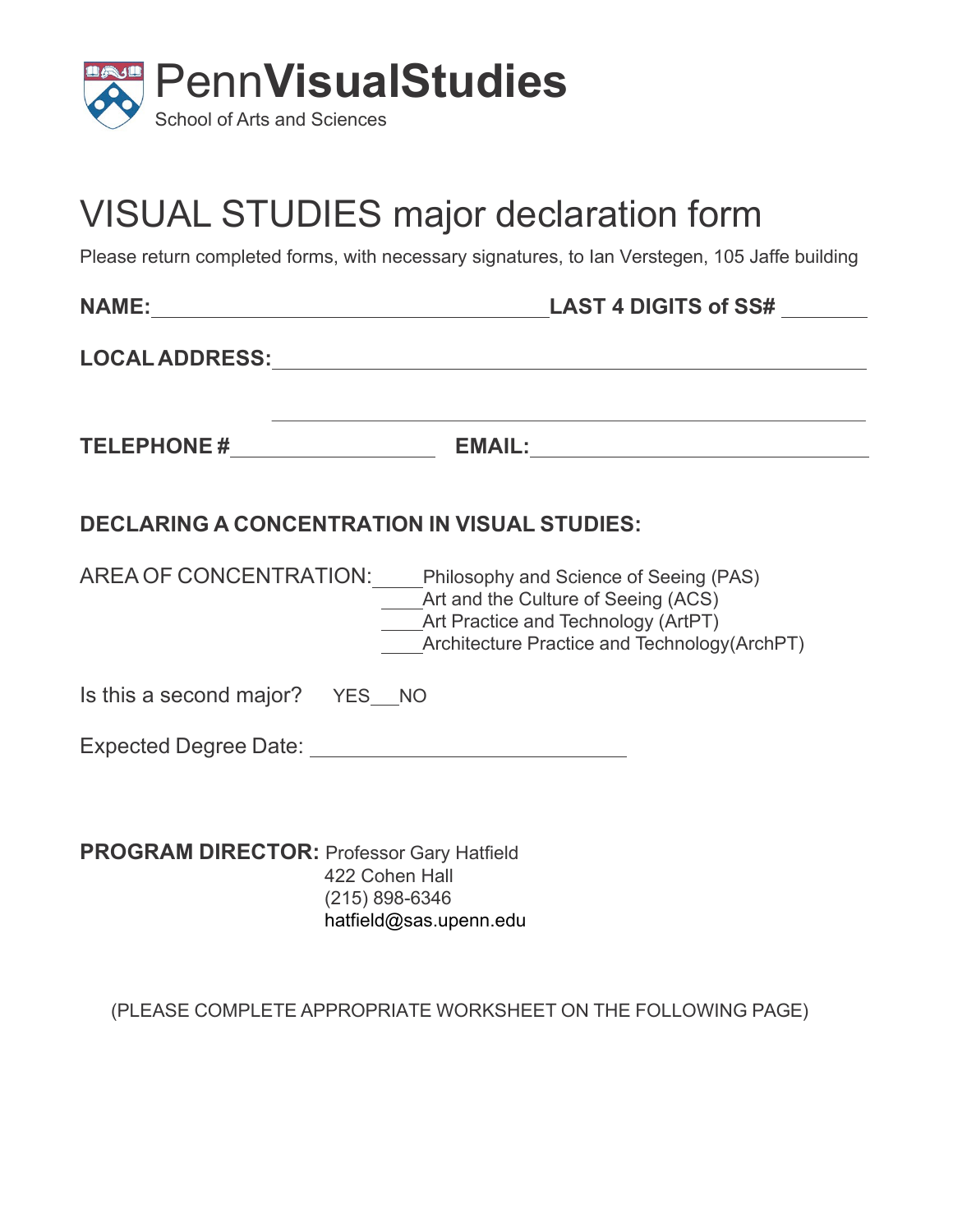# PennVisualStudies

School of Arts and Sciences

# VISUAL STUDIES major declaration form

Please return completed forms, with necessary signatures, to Ian Verstegen, 105 Jaffe building

**NAME:** ________________________________ **LAST 4 DIGITS of SS#** ________

**LOCAL ADDRESS:** ________________________________________________

________________________________________________

**TELEPHONE #** ________________ **EMAIL:** ____________________________

**DECLARING A CONCENTRATION IN VISUAL STUDIES:**

AREA OF CONCENTRATION:
____Philosophy and Science of Seeing (PAS)
____Art and the Culture of Seeing (ACS)
____Art Practice and Technology (ArtPT)
____Architecture Practice and Technology(ArchPT)

Is this a second major? YES__NO

Expected Degree Date: ________________________

**PROGRAM DIRECTOR:** Professor Gary Hatfield
422 Cohen Hall
(215) 898-6346
hatfield@sas.upenn.edu

(PLEASE COMPLETE APPROPRIATE WORKSHEET ON THE FOLLOWING PAGE)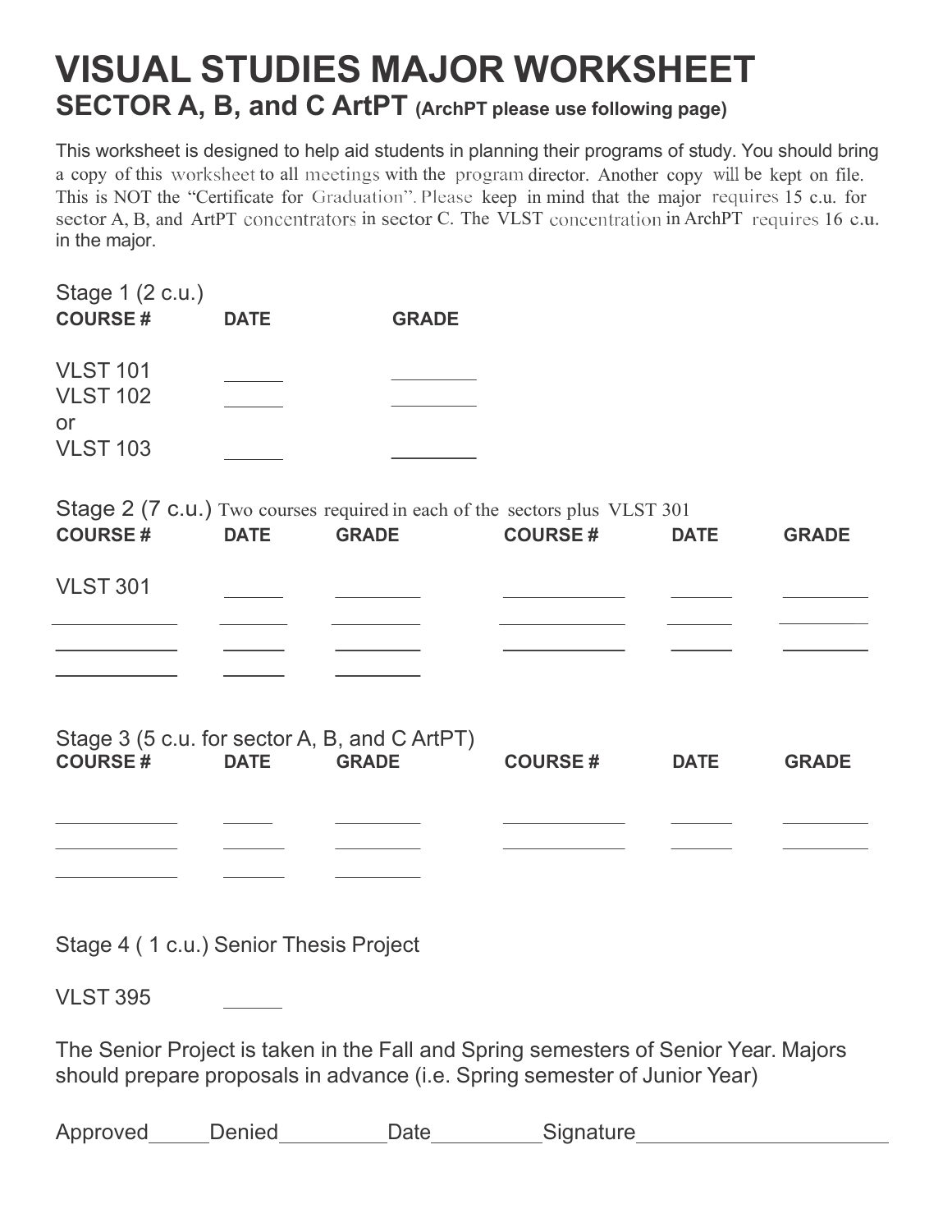# VISUAL STUDIES MAJOR WORKSHEET

## SECTOR A, B, and C ArtPT (ArchPT please use following page)

This worksheet is designed to help aid students in planning their programs of study. You should bring a copy of this worksheet to all meetings with the program director. Another copy will be kept on file. This is NOT the "Certificate for Graduation". Please keep in mind that the major requires 15 c.u. for sector A, B, and ArtPT concentrators in sector C. The VLST concentration in ArchPT requires 16 c.u. in the major.

Stage 1 (2 c.u.)

| COURSE # | DATE | GRADE |
| --- | --- | --- |
| VLST 101 | _____ | _______ |
| VLST 102 or VLST 103 | _____ | _______ |

Stage 2 (7 c.u.) Two courses required in each of the sectors plus VLST 301

| COURSE # | DATE | GRADE | COURSE # | DATE | GRADE |
| --- | --- | --- | --- | --- | --- |
| VLST 301 | _____ | _______ | __________ | _____ | _______ |
| __________ | _____ | _______ | __________ | _____ | _______ |
| __________ | _____ | _______ | __________ | _____ | _______ |
| __________ | _____ | _______ | | | |

Stage 3 (5 c.u. for sector A, B, and C ArtPT)

| COURSE # | DATE | GRADE | COURSE # | DATE | GRADE |
| --- | --- | --- | --- | --- | --- |
| __________ | _____ | _______ | __________ | _____ | _______ |
| __________ | _____ | _______ | __________ | _____ | _______ |
| __________ | _____ | _______ | | | |

Stage 4 ( 1 c.u.) Senior Thesis Project

VLST 395 _____

The Senior Project is taken in the Fall and Spring semesters of Senior Year. Majors should prepare proposals in advance (i.e. Spring semester of Junior Year)

Approved_____Denied_________Date_________Signature____________________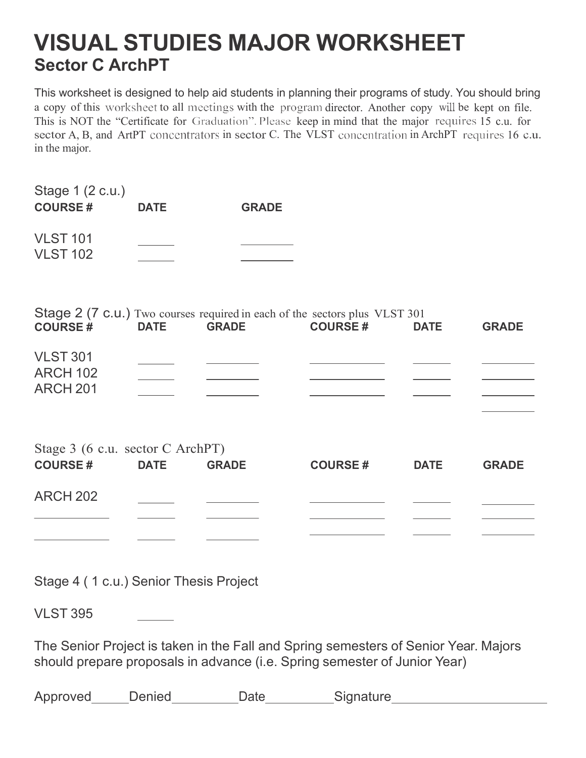# VISUAL STUDIES MAJOR WORKSHEET

## Sector C ArchPT

This worksheet is designed to help aid students in planning their programs of study. You should bring a copy of this worksheet to all meetings with the program director. Another copy will be kept on file. This is NOT the "Certificate for Graduation". Please keep in mind that the major requires 15 c.u. for sector A, B, and ArtPT concentrators in sector C. The VLST concentration in ArchPT requires 16 c.u. in the major.

Stage 1 (2 c.u.)

| COURSE # | DATE | GRADE |
|---|---|---|
| VLST 101 | ______ | ________ |
| VLST 102 | ______ | ________ |

Stage 2 (7 c.u.) Two courses required in each of the sectors plus VLST 301

| COURSE # | DATE | GRADE | COURSE # | DATE | GRADE |
|---|---|---|---|---|---|
| VLST 301 | ______ | ________ | ____________ | ______ | ________ |
| ARCH 102 | ______ | ________ | ____________ | ______ | ________ |
| ARCH 201 | ______ | ________ | ____________ | ______ | ________ |
| | | | | | ________ |

Stage 3 (6 c.u. sector C ArchPT)

| COURSE # | DATE | GRADE | COURSE # | DATE | GRADE |
|---|---|---|---|---|---|
| ARCH 202 | ______ | ________ | ____________ | ______ | ________ |
| ____________ | ______ | ________ | ____________ | ______ | ________ |
| ____________ | ______ | ________ | ____________ | ______ | ________ |

Stage 4 ( 1 c.u.) Senior Thesis Project

VLST 395 ______

The Senior Project is taken in the Fall and Spring semesters of Senior Year. Majors should prepare proposals in advance (i.e. Spring semester of Junior Year)

Approved_____Denied_________Date_________Signature_____________________